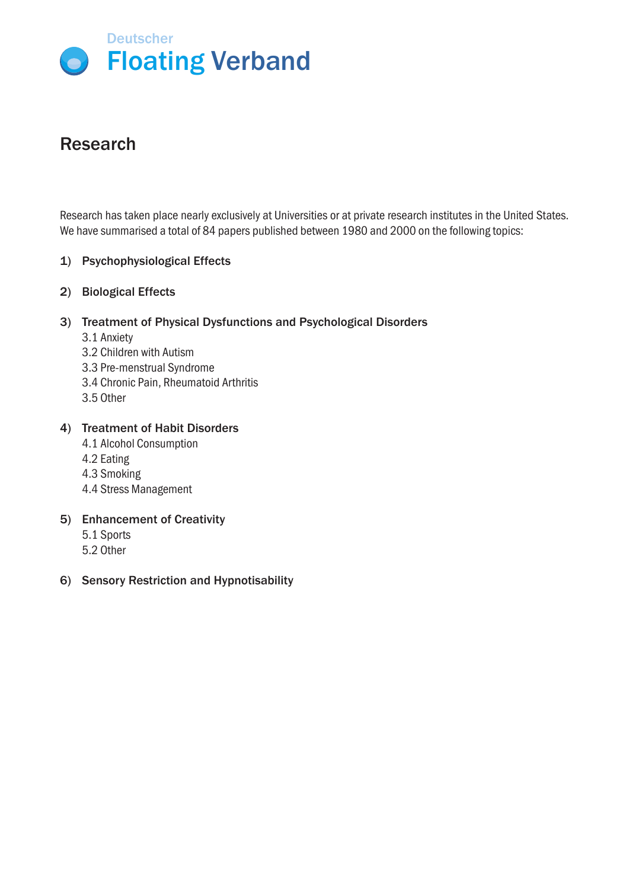Deutscher
# Floating Verband

## Research

Research has taken place nearly exclusively at Universities or at private research institutes in the United States. We have summarised a total of 84 papers published between 1980 and 2000 on the following topics:

1) **Psychophysiological Effects**

2) **Biological Effects**

3) **Treatment of Physical Dysfunctions and Psychological Disorders**
   - 3.1 Anxiety
   - 3.2 Children with Autism
   - 3.3 Pre-menstrual Syndrome
   - 3.4 Chronic Pain, Rheumatoid Arthritis
   - 3.5 Other

4) **Treatment of Habit Disorders**
   - 4.1 Alcohol Consumption
   - 4.2 Eating
   - 4.3 Smoking
   - 4.4 Stress Management

5) **Enhancement of Creativity**
   - 5.1 Sports
   - 5.2 Other

6) **Sensory Restriction and Hypnotisability**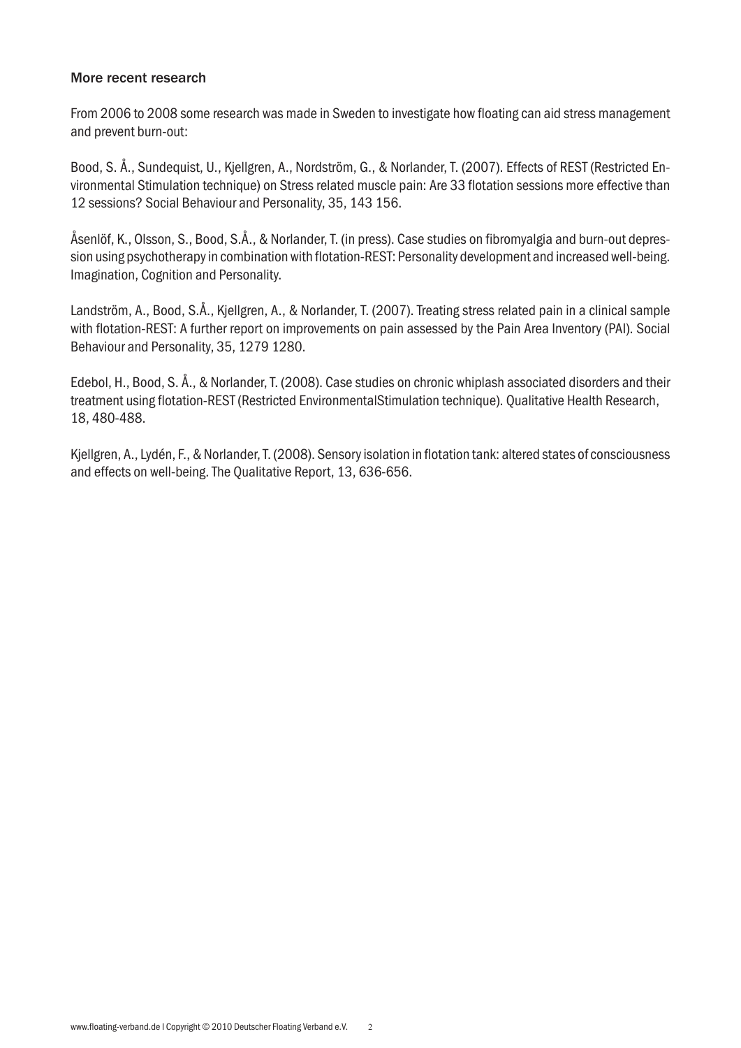### More recent research

From 2006 to 2008 some research was made in Sweden to investigate how floating can aid stress management and prevent burn-out:

Bood, S. Å., Sundequist, U., Kjellgren, A., Nordström, G., & Norlander, T. (2007). Effects of REST (Restricted Environmental Stimulation technique) on Stress related muscle pain: Are 33 flotation sessions more effective than 12 sessions? Social Behaviour and Personality, 35, 143 156.

Åsenlöf, K., Olsson, S., Bood, S.Å., & Norlander, T. (in press). Case studies on fibromyalgia and burn-out depression using psychotherapy in combination with flotation-REST: Personality development and increased well-being. Imagination, Cognition and Personality.

Landström, A., Bood, S.Å., Kjellgren, A., & Norlander, T. (2007). Treating stress related pain in a clinical sample with flotation-REST: A further report on improvements on pain assessed by the Pain Area Inventory (PAI). Social Behaviour and Personality, 35, 1279 1280.

Edebol, H., Bood, S. Å., & Norlander, T. (2008). Case studies on chronic whiplash associated disorders and their treatment using flotation-REST (Restricted EnvironmentalStimulation technique). Qualitative Health Research, 18, 480-488.

Kjellgren, A., Lydén, F., & Norlander, T. (2008). Sensory isolation in flotation tank: altered states of consciousness and effects on well-being. The Qualitative Report, 13, 636-656.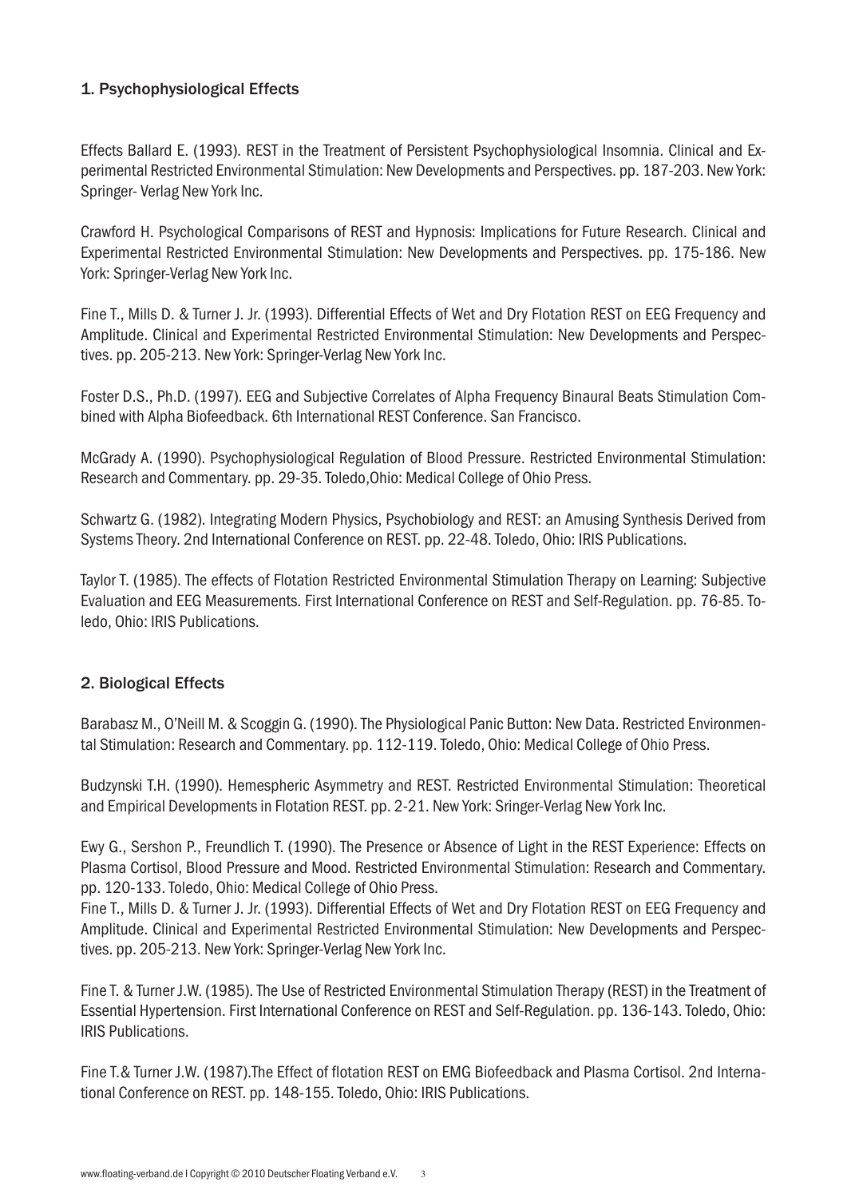## 1. Psychophysiological Effects

Effects Ballard E. (1993). REST in the Treatment of Persistent Psychophysiological Insomnia. Clinical and Experimental Restricted Environmental Stimulation: New Developments and Perspectives. pp. 187-203. New York: Springer- Verlag New York Inc.

Crawford H. Psychological Comparisons of REST and Hypnosis: Implications for Future Research. Clinical and Experimental Restricted Environmental Stimulation: New Developments and Perspectives. pp. 175-186. New York: Springer-Verlag New York Inc.

Fine T., Mills D. & Turner J. Jr. (1993). Differential Effects of Wet and Dry Flotation REST on EEG Frequency and Amplitude. Clinical and Experimental Restricted Environmental Stimulation: New Developments and Perspectives. pp. 205-213. New York: Springer-Verlag New York Inc.

Foster D.S., Ph.D. (1997). EEG and Subjective Correlates of Alpha Frequency Binaural Beats Stimulation Combined with Alpha Biofeedback. 6th International REST Conference. San Francisco.

McGrady A. (1990). Psychophysiological Regulation of Blood Pressure. Restricted Environmental Stimulation: Research and Commentary. pp. 29-35. Toledo,Ohio: Medical College of Ohio Press.

Schwartz G. (1982). Integrating Modern Physics, Psychobiology and REST: an Amusing Synthesis Derived from Systems Theory. 2nd International Conference on REST. pp. 22-48. Toledo, Ohio: IRIS Publications.

Taylor T. (1985). The effects of Flotation Restricted Environmental Stimulation Therapy on Learning: Subjective Evaluation and EEG Measurements. First International Conference on REST and Self-Regulation. pp. 76-85. Toledo, Ohio: IRIS Publications.

## 2. Biological Effects

Barabasz M., O'Neill M. & Scoggin G. (1990). The Physiological Panic Button: New Data. Restricted Environmental Stimulation: Research and Commentary. pp. 112-119. Toledo, Ohio: Medical College of Ohio Press.

Budzynski T.H. (1990). Hemespheric Asymmetry and REST. Restricted Environmental Stimulation: Theoretical and Empirical Developments in Flotation REST. pp. 2-21. New York: Sringer-Verlag New York Inc.

Ewy G., Sershon P., Freundlich T. (1990). The Presence or Absence of Light in the REST Experience: Effects on Plasma Cortisol, Blood Pressure and Mood. Restricted Environmental Stimulation: Research and Commentary. pp. 120-133. Toledo, Ohio: Medical College of Ohio Press.

Fine T., Mills D. & Turner J. Jr. (1993). Differential Effects of Wet and Dry Flotation REST on EEG Frequency and Amplitude. Clinical and Experimental Restricted Environmental Stimulation: New Developments and Perspectives. pp. 205-213. New York: Springer-Verlag New York Inc.

Fine T. & Turner J.W. (1985). The Use of Restricted Environmental Stimulation Therapy (REST) in the Treatment of Essential Hypertension. First International Conference on REST and Self-Regulation. pp. 136-143. Toledo, Ohio: IRIS Publications.

Fine T.& Turner J.W. (1987).The Effect of flotation REST on EMG Biofeedback and Plasma Cortisol. 2nd International Conference on REST. pp. 148-155. Toledo, Ohio: IRIS Publications.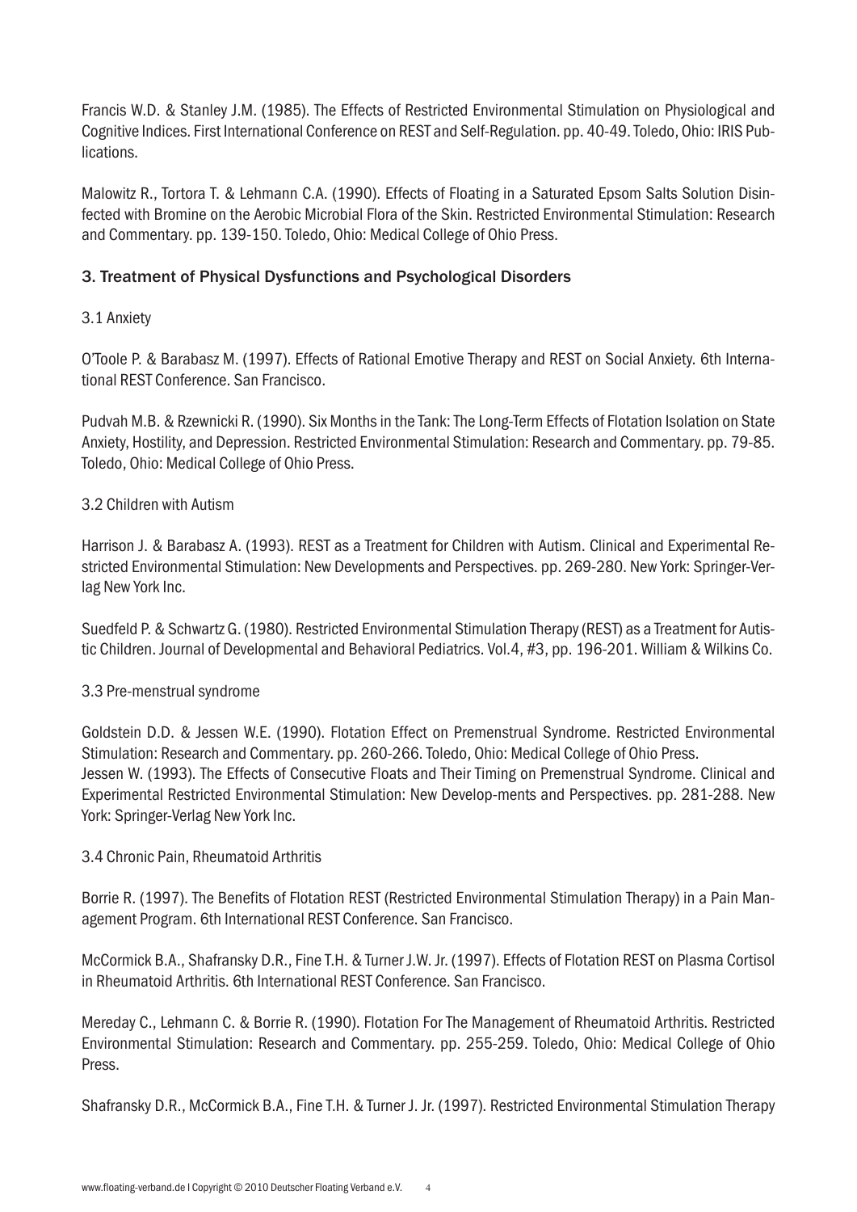Francis W.D. & Stanley J.M. (1985). The Effects of Restricted Environmental Stimulation on Physiological and Cognitive Indices. First International Conference on REST and Self-Regulation. pp. 40-49. Toledo, Ohio: IRIS Publications.

Malowitz R., Tortora T. & Lehmann C.A. (1990). Effects of Floating in a Saturated Epsom Salts Solution Disinfected with Bromine on the Aerobic Microbial Flora of the Skin. Restricted Environmental Stimulation: Research and Commentary. pp. 139-150. Toledo, Ohio: Medical College of Ohio Press.

## 3. Treatment of Physical Dysfunctions and Psychological Disorders

### 3.1 Anxiety

O'Toole P. & Barabasz M. (1997). Effects of Rational Emotive Therapy and REST on Social Anxiety. 6th International REST Conference. San Francisco.

Pudvah M.B. & Rzewnicki R. (1990). Six Months in the Tank: The Long-Term Effects of Flotation Isolation on State Anxiety, Hostility, and Depression. Restricted Environmental Stimulation: Research and Commentary. pp. 79-85. Toledo, Ohio: Medical College of Ohio Press.

### 3.2 Children with Autism

Harrison J. & Barabasz A. (1993). REST as a Treatment for Children with Autism. Clinical and Experimental Restricted Environmental Stimulation: New Developments and Perspectives. pp. 269-280. New York: Springer-Verlag New York Inc.

Suedfeld P. & Schwartz G. (1980). Restricted Environmental Stimulation Therapy (REST) as a Treatment for Autistic Children. Journal of Developmental and Behavioral Pediatrics. Vol.4, #3, pp. 196-201. William & Wilkins Co.

### 3.3 Pre-menstrual syndrome

Goldstein D.D. & Jessen W.E. (1990). Flotation Effect on Premenstrual Syndrome. Restricted Environmental Stimulation: Research and Commentary. pp. 260-266. Toledo, Ohio: Medical College of Ohio Press.
Jessen W. (1993). The Effects of Consecutive Floats and Their Timing on Premenstrual Syndrome. Clinical and Experimental Restricted Environmental Stimulation: New Develop-ments and Perspectives. pp. 281-288. New York: Springer-Verlag New York Inc.

### 3.4 Chronic Pain, Rheumatoid Arthritis

Borrie R. (1997). The Benefits of Flotation REST (Restricted Environmental Stimulation Therapy) in a Pain Management Program. 6th International REST Conference. San Francisco.

McCormick B.A., Shafransky D.R., Fine T.H. & Turner J.W. Jr. (1997). Effects of Flotation REST on Plasma Cortisol in Rheumatoid Arthritis. 6th International REST Conference. San Francisco.

Mereday C., Lehmann C. & Borrie R. (1990). Flotation For The Management of Rheumatoid Arthritis. Restricted Environmental Stimulation: Research and Commentary. pp. 255-259. Toledo, Ohio: Medical College of Ohio Press.

Shafransky D.R., McCormick B.A., Fine T.H. & Turner J. Jr. (1997). Restricted Environmental Stimulation Therapy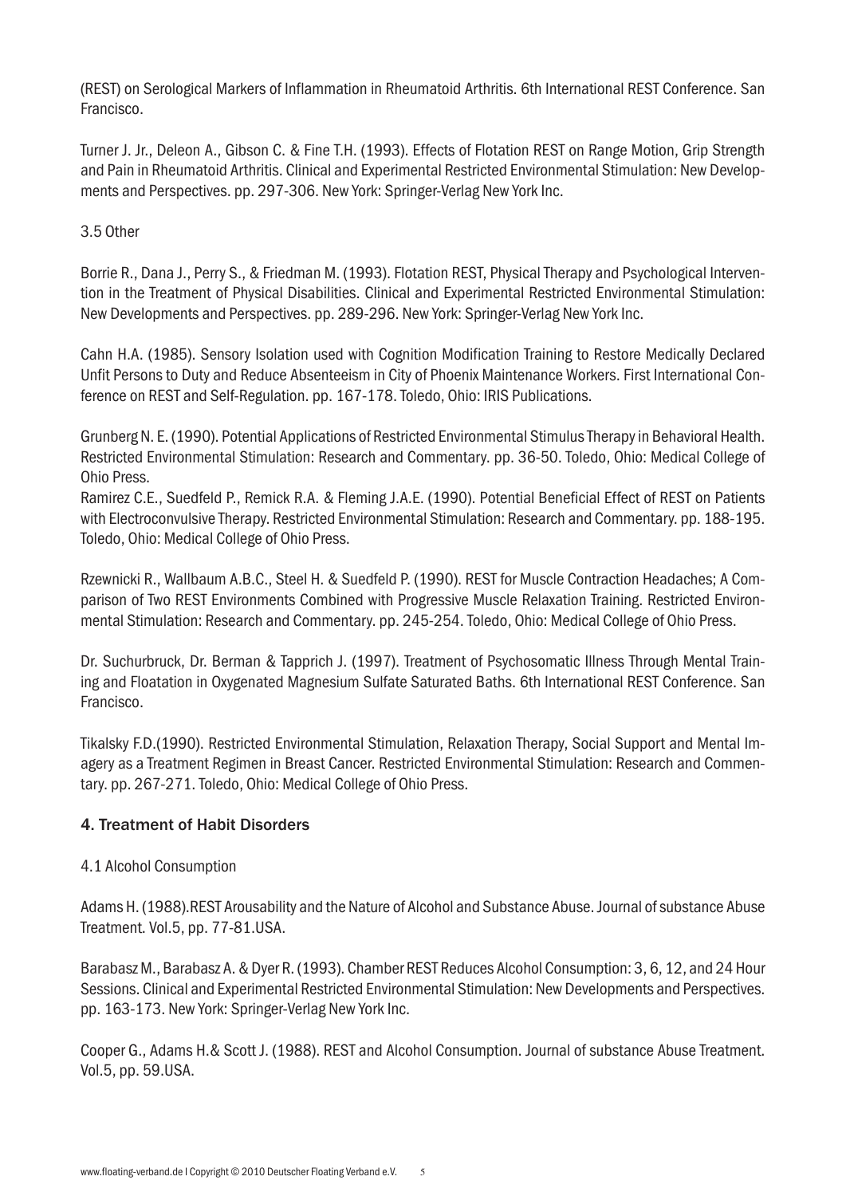(REST) on Serological Markers of Inflammation in Rheumatoid Arthritis. 6th International REST Conference. San Francisco.

Turner J. Jr., Deleon A., Gibson C. & Fine T.H. (1993). Effects of Flotation REST on Range Motion, Grip Strength and Pain in Rheumatoid Arthritis. Clinical and Experimental Restricted Environmental Stimulation: New Developments and Perspectives. pp. 297-306. New York: Springer-Verlag New York Inc.

3.5 Other

Borrie R., Dana J., Perry S., & Friedman M. (1993). Flotation REST, Physical Therapy and Psychological Intervention in the Treatment of Physical Disabilities. Clinical and Experimental Restricted Environmental Stimulation: New Developments and Perspectives. pp. 289-296. New York: Springer-Verlag New York Inc.

Cahn H.A. (1985). Sensory Isolation used with Cognition Modification Training to Restore Medically Declared Unfit Persons to Duty and Reduce Absenteeism in City of Phoenix Maintenance Workers. First International Conference on REST and Self-Regulation. pp. 167-178. Toledo, Ohio: IRIS Publications.

Grunberg N. E. (1990). Potential Applications of Restricted Environmental Stimulus Therapy in Behavioral Health. Restricted Environmental Stimulation: Research and Commentary. pp. 36-50. Toledo, Ohio: Medical College of Ohio Press.

Ramirez C.E., Suedfeld P., Remick R.A. & Fleming J.A.E. (1990). Potential Beneficial Effect of REST on Patients with Electroconvulsive Therapy. Restricted Environmental Stimulation: Research and Commentary. pp. 188-195. Toledo, Ohio: Medical College of Ohio Press.

Rzewnicki R., Wallbaum A.B.C., Steel H. & Suedfeld P. (1990). REST for Muscle Contraction Headaches; A Comparison of Two REST Environments Combined with Progressive Muscle Relaxation Training. Restricted Environmental Stimulation: Research and Commentary. pp. 245-254. Toledo, Ohio: Medical College of Ohio Press.

Dr. Suchurbruck, Dr. Berman & Tapprich J. (1997). Treatment of Psychosomatic Illness Through Mental Training and Floatation in Oxygenated Magnesium Sulfate Saturated Baths. 6th International REST Conference. San Francisco.

Tikalsky F.D.(1990). Restricted Environmental Stimulation, Relaxation Therapy, Social Support and Mental Imagery as a Treatment Regimen in Breast Cancer. Restricted Environmental Stimulation: Research and Commentary. pp. 267-271. Toledo, Ohio: Medical College of Ohio Press.

## 4. Treatment of Habit Disorders

4.1 Alcohol Consumption

Adams H. (1988).REST Arousability and the Nature of Alcohol and Substance Abuse. Journal of substance Abuse Treatment. Vol.5, pp. 77-81.USA.

Barabasz M., Barabasz A. & Dyer R. (1993). Chamber REST Reduces Alcohol Consumption: 3, 6, 12, and 24 Hour Sessions. Clinical and Experimental Restricted Environmental Stimulation: New Developments and Perspectives. pp. 163-173. New York: Springer-Verlag New York Inc.

Cooper G., Adams H.& Scott J. (1988). REST and Alcohol Consumption. Journal of substance Abuse Treatment. Vol.5, pp. 59.USA.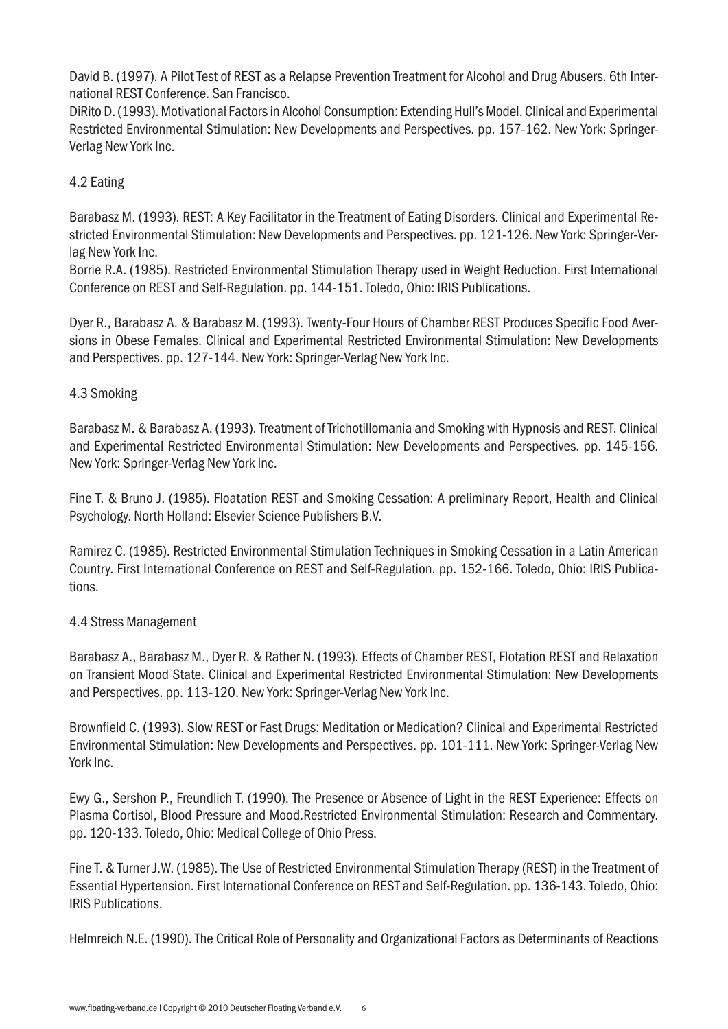David B. (1997). A Pilot Test of REST as a Relapse Prevention Treatment for Alcohol and Drug Abusers. 6th International REST Conference. San Francisco.

DiRito D. (1993). Motivational Factors in Alcohol Consumption: Extending Hull's Model. Clinical and Experimental Restricted Environmental Stimulation: New Developments and Perspectives. pp. 157-162. New York: Springer-Verlag New York Inc.

4.2 Eating

Barabasz M. (1993). REST: A Key Facilitator in the Treatment of Eating Disorders. Clinical and Experimental Restricted Environmental Stimulation: New Developments and Perspectives. pp. 121-126. New York: Springer-Verlag New York Inc.

Borrie R.A. (1985). Restricted Environmental Stimulation Therapy used in Weight Reduction. First International Conference on REST and Self-Regulation. pp. 144-151. Toledo, Ohio: IRIS Publications.

Dyer R., Barabasz A. & Barabasz M. (1993). Twenty-Four Hours of Chamber REST Produces Specific Food Aversions in Obese Females. Clinical and Experimental Restricted Environmental Stimulation: New Developments and Perspectives. pp. 127-144. New York: Springer-Verlag New York Inc.

4.3 Smoking

Barabasz M. & Barabasz A. (1993). Treatment of Trichotillomania and Smoking with Hypnosis and REST. Clinical and Experimental Restricted Environmental Stimulation: New Developments and Perspectives. pp. 145-156. New York: Springer-Verlag New York Inc.

Fine T. & Bruno J. (1985). Floatation REST and Smoking Cessation: A preliminary Report, Health and Clinical Psychology. North Holland: Elsevier Science Publishers B.V.

Ramirez C. (1985). Restricted Environmental Stimulation Techniques in Smoking Cessation in a Latin American Country. First International Conference on REST and Self-Regulation. pp. 152-166. Toledo, Ohio: IRIS Publications.

4.4 Stress Management

Barabasz A., Barabasz M., Dyer R. & Rather N. (1993). Effects of Chamber REST, Flotation REST and Relaxation on Transient Mood State. Clinical and Experimental Restricted Environmental Stimulation: New Developments and Perspectives. pp. 113-120. New York: Springer-Verlag New York Inc.

Brownfield C. (1993). Slow REST or Fast Drugs: Meditation or Medication? Clinical and Experimental Restricted Environmental Stimulation: New Developments and Perspectives. pp. 101-111. New York: Springer-Verlag New York Inc.

Ewy G., Sershon P., Freundlich T. (1990). The Presence or Absence of Light in the REST Experience: Effects on Plasma Cortisol, Blood Pressure and Mood.Restricted Environmental Stimulation: Research and Commentary. pp. 120-133. Toledo, Ohio: Medical College of Ohio Press.

Fine T. & Turner J.W. (1985). The Use of Restricted Environmental Stimulation Therapy (REST) in the Treatment of Essential Hypertension. First International Conference on REST and Self-Regulation. pp. 136-143. Toledo, Ohio: IRIS Publications.

Helmreich N.E. (1990). The Critical Role of Personality and Organizational Factors as Determinants of Reactions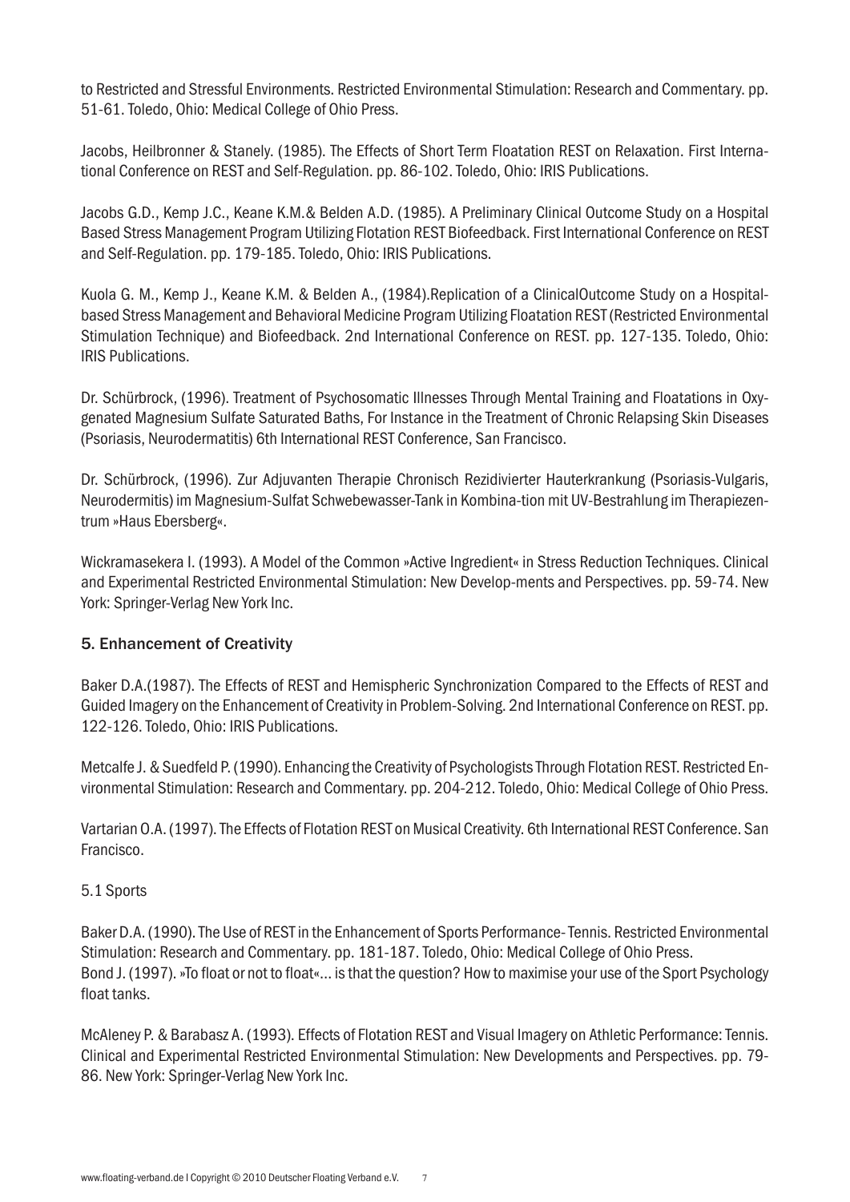to Restricted and Stressful Environments. Restricted Environmental Stimulation: Research and Commentary. pp. 51-61. Toledo, Ohio: Medical College of Ohio Press.

Jacobs, Heilbronner & Stanely. (1985). The Effects of Short Term Floatation REST on Relaxation. First International Conference on REST and Self-Regulation. pp. 86-102. Toledo, Ohio: IRIS Publications.

Jacobs G.D., Kemp J.C., Keane K.M.& Belden A.D. (1985). A Preliminary Clinical Outcome Study on a Hospital Based Stress Management Program Utilizing Flotation REST Biofeedback. First International Conference on REST and Self-Regulation. pp. 179-185. Toledo, Ohio: IRIS Publications.

Kuola G. M., Kemp J., Keane K.M. & Belden A., (1984).Replication of a ClinicalOutcome Study on a Hospital-based Stress Management and Behavioral Medicine Program Utilizing Floatation REST (Restricted Environmental Stimulation Technique) and Biofeedback. 2nd International Conference on REST. pp. 127-135. Toledo, Ohio: IRIS Publications.

Dr. Schürbrock, (1996). Treatment of Psychosomatic Illnesses Through Mental Training and Floatations in Oxygenated Magnesium Sulfate Saturated Baths, For Instance in the Treatment of Chronic Relapsing Skin Diseases (Psoriasis, Neurodermatitis) 6th International REST Conference, San Francisco.

Dr. Schürbrock, (1996). Zur Adjuvanten Therapie Chronisch Rezidivierter Hauterkrankung (Psoriasis-Vulgaris, Neurodermitis) im Magnesium-Sulfat Schwebewasser-Tank in Kombina-tion mit UV-Bestrahlung im Therapiezentrum »Haus Ebersberg«.

Wickramasekera I. (1993). A Model of the Common »Active Ingredient« in Stress Reduction Techniques. Clinical and Experimental Restricted Environmental Stimulation: New Develop-ments and Perspectives. pp. 59-74. New York: Springer-Verlag New York Inc.

## 5. Enhancement of Creativity

Baker D.A.(1987). The Effects of REST and Hemispheric Synchronization Compared to the Effects of REST and Guided Imagery on the Enhancement of Creativity in Problem-Solving. 2nd International Conference on REST. pp. 122-126. Toledo, Ohio: IRIS Publications.

Metcalfe J. & Suedfeld P. (1990). Enhancing the Creativity of Psychologists Through Flotation REST. Restricted Environmental Stimulation: Research and Commentary. pp. 204-212. Toledo, Ohio: Medical College of Ohio Press.

Vartarian O.A. (1997). The Effects of Flotation REST on Musical Creativity. 6th International REST Conference. San Francisco.

### 5.1 Sports

Baker D.A. (1990). The Use of REST in the Enhancement of Sports Performance- Tennis. Restricted Environmental Stimulation: Research and Commentary. pp. 181-187. Toledo, Ohio: Medical College of Ohio Press.
Bond J. (1997). »To float or not to float«... is that the question? How to maximise your use of the Sport Psychology float tanks.

McAleney P. & Barabasz A. (1993). Effects of Flotation REST and Visual Imagery on Athletic Performance: Tennis. Clinical and Experimental Restricted Environmental Stimulation: New Developments and Perspectives. pp. 79-86. New York: Springer-Verlag New York Inc.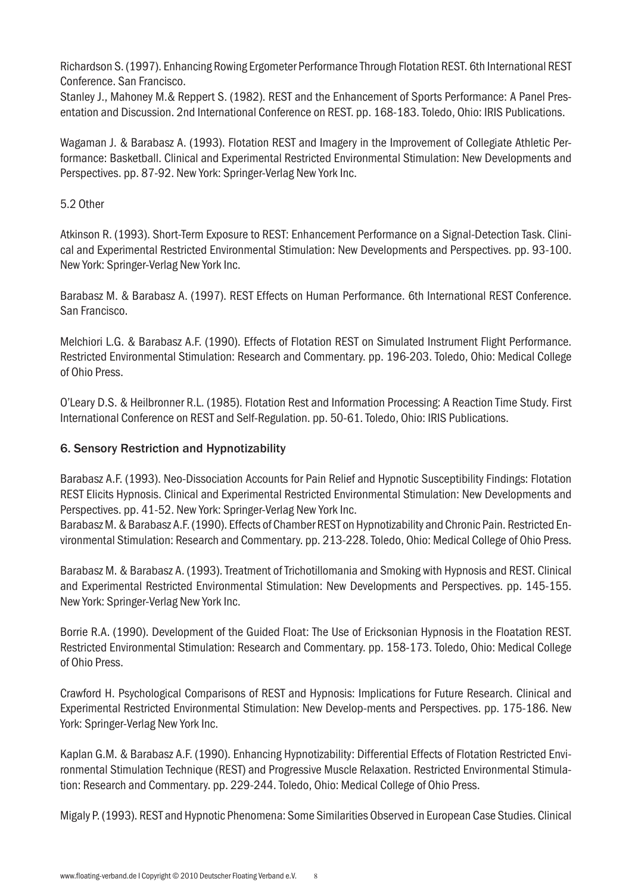Richardson S. (1997). Enhancing Rowing Ergometer Performance Through Flotation REST. 6th International REST Conference. San Francisco.

Stanley J., Mahoney M.& Reppert S. (1982). REST and the Enhancement of Sports Performance: A Panel Presentation and Discussion. 2nd International Conference on REST. pp. 168-183. Toledo, Ohio: IRIS Publications.

Wagaman J. & Barabasz A. (1993). Flotation REST and Imagery in the Improvement of Collegiate Athletic Performance: Basketball. Clinical and Experimental Restricted Environmental Stimulation: New Developments and Perspectives. pp. 87-92. New York: Springer-Verlag New York Inc.

5.2 Other

Atkinson R. (1993). Short-Term Exposure to REST: Enhancement Performance on a Signal-Detection Task. Clinical and Experimental Restricted Environmental Stimulation: New Developments and Perspectives. pp. 93-100. New York: Springer-Verlag New York Inc.

Barabasz M. & Barabasz A. (1997). REST Effects on Human Performance. 6th International REST Conference. San Francisco.

Melchiori L.G. & Barabasz A.F. (1990). Effects of Flotation REST on Simulated Instrument Flight Performance. Restricted Environmental Stimulation: Research and Commentary. pp. 196-203. Toledo, Ohio: Medical College of Ohio Press.

O'Leary D.S. & Heilbronner R.L. (1985). Flotation Rest and Information Processing: A Reaction Time Study. First International Conference on REST and Self-Regulation. pp. 50-61. Toledo, Ohio: IRIS Publications.

## 6. Sensory Restriction and Hypnotizability

Barabasz A.F. (1993). Neo-Dissociation Accounts for Pain Relief and Hypnotic Susceptibility Findings: Flotation REST Elicits Hypnosis. Clinical and Experimental Restricted Environmental Stimulation: New Developments and Perspectives. pp. 41-52. New York: Springer-Verlag New York Inc.

Barabasz M. & Barabasz A.F. (1990). Effects of Chamber REST on Hypnotizability and Chronic Pain. Restricted Environmental Stimulation: Research and Commentary. pp. 213-228. Toledo, Ohio: Medical College of Ohio Press.

Barabasz M. & Barabasz A. (1993). Treatment of Trichotillomania and Smoking with Hypnosis and REST. Clinical and Experimental Restricted Environmental Stimulation: New Developments and Perspectives. pp. 145-155. New York: Springer-Verlag New York Inc.

Borrie R.A. (1990). Development of the Guided Float: The Use of Ericksonian Hypnosis in the Floatation REST. Restricted Environmental Stimulation: Research and Commentary. pp. 158-173. Toledo, Ohio: Medical College of Ohio Press.

Crawford H. Psychological Comparisons of REST and Hypnosis: Implications for Future Research. Clinical and Experimental Restricted Environmental Stimulation: New Develop-ments and Perspectives. pp. 175-186. New York: Springer-Verlag New York Inc.

Kaplan G.M. & Barabasz A.F. (1990). Enhancing Hypnotizability: Differential Effects of Flotation Restricted Environmental Stimulation Technique (REST) and Progressive Muscle Relaxation. Restricted Environmental Stimulation: Research and Commentary. pp. 229-244. Toledo, Ohio: Medical College of Ohio Press.

Migaly P. (1993). REST and Hypnotic Phenomena: Some Similarities Observed in European Case Studies. Clinical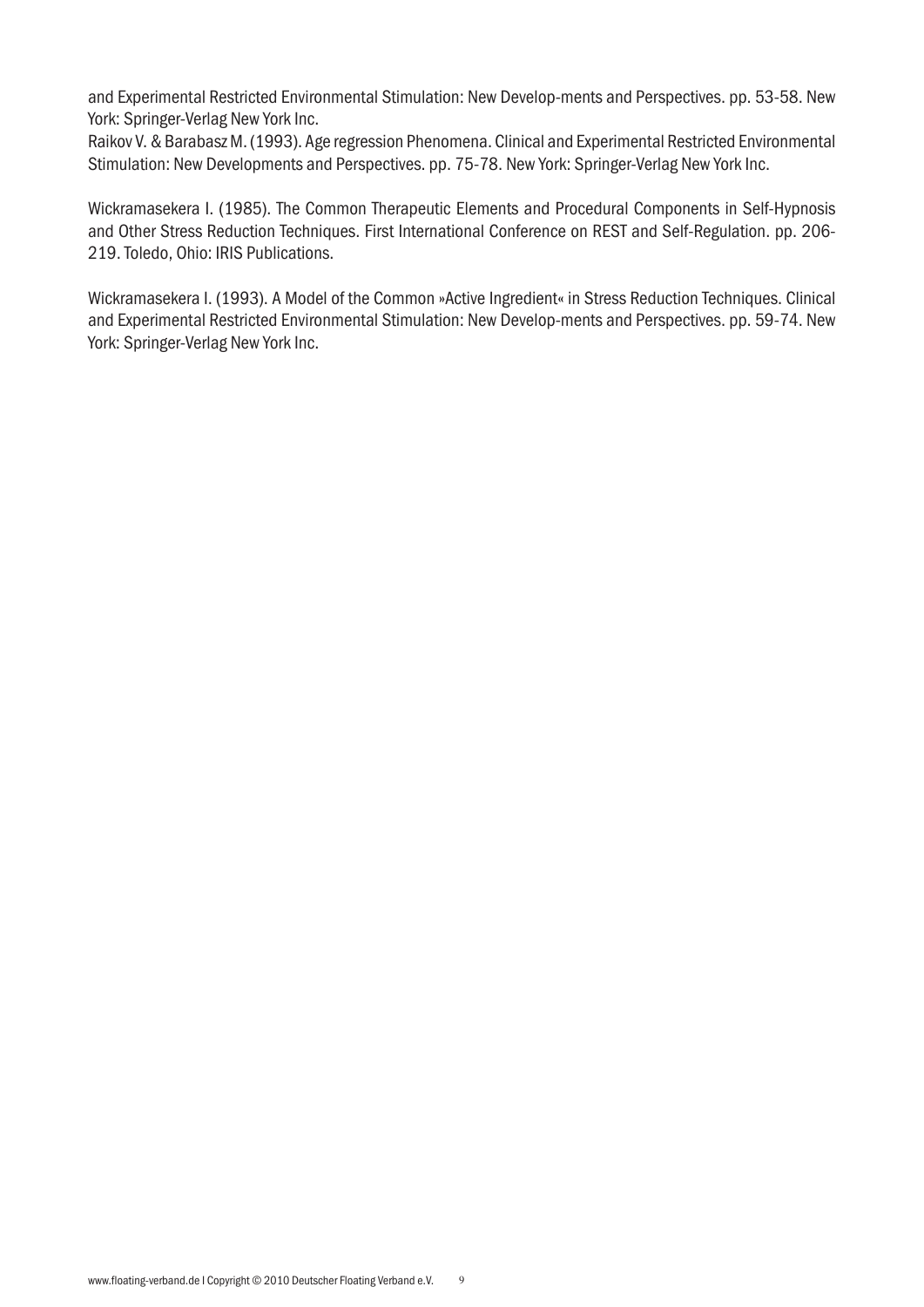and Experimental Restricted Environmental Stimulation: New Develop-ments and Perspectives. pp. 53-58. New York: Springer-Verlag New York Inc.
Raikov V. & Barabasz M. (1993). Age regression Phenomena. Clinical and Experimental Restricted Environmental Stimulation: New Developments and Perspectives. pp. 75-78. New York: Springer-Verlag New York Inc.

Wickramasekera I. (1985). The Common Therapeutic Elements and Procedural Components in Self-Hypnosis and Other Stress Reduction Techniques. First International Conference on REST and Self-Regulation. pp. 206-219. Toledo, Ohio: IRIS Publications.

Wickramasekera I. (1993). A Model of the Common »Active Ingredient« in Stress Reduction Techniques. Clinical and Experimental Restricted Environmental Stimulation: New Develop-ments and Perspectives. pp. 59-74. New York: Springer-Verlag New York Inc.